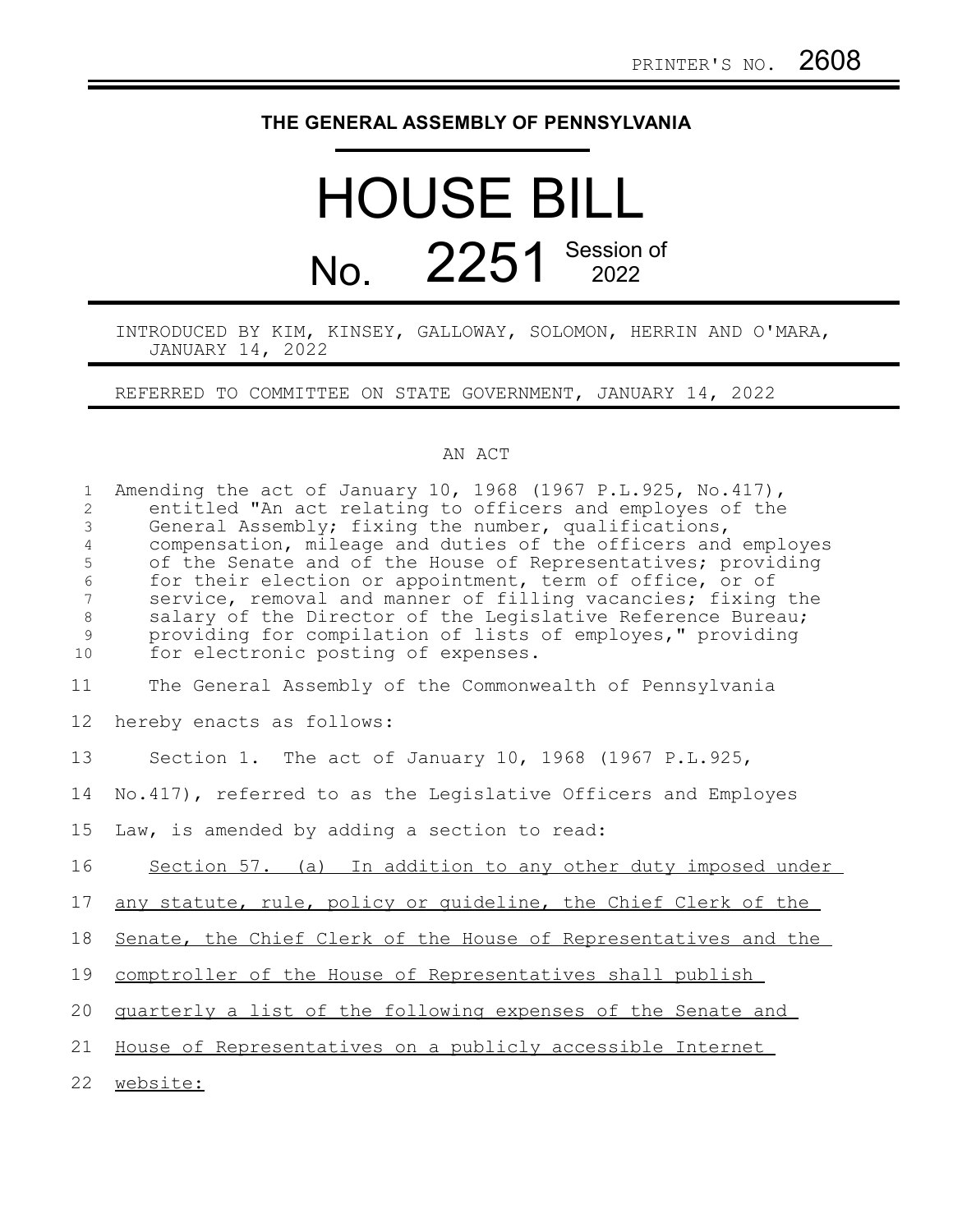PRINTER'S NO. 2608

# THE GENERAL ASSEMBLY OF PENNSYLVANIA

# HOUSE BILL

## No. 2251 Session of 2022

INTRODUCED BY KIM, KINSEY, GALLOWAY, SOLOMON, HERRIN AND O'MARA, JANUARY 14, 2022

REFERRED TO COMMITTEE ON STATE GOVERNMENT, JANUARY 14, 2022

AN ACT

Amending the act of January 10, 1968 (1967 P.L.925, No.417), entitled "An act relating to officers and employes of the General Assembly; fixing the number, qualifications, compensation, mileage and duties of the officers and employes of the Senate and of the House of Representatives; providing for their election or appointment, term of office, or of service, removal and manner of filling vacancies; fixing the salary of the Director of the Legislative Reference Bureau; providing for compilation of lists of employes," providing for electronic posting of expenses.

The General Assembly of the Commonwealth of Pennsylvania hereby enacts as follows:

Section 1. The act of January 10, 1968 (1967 P.L.925, No.417), referred to as the Legislative Officers and Employes Law, is amended by adding a section to read:

Section 57. (a) In addition to any other duty imposed under any statute, rule, policy or guideline, the Chief Clerk of the Senate, the Chief Clerk of the House of Representatives and the comptroller of the House of Representatives shall publish quarterly a list of the following expenses of the Senate and House of Representatives on a publicly accessible Internet website: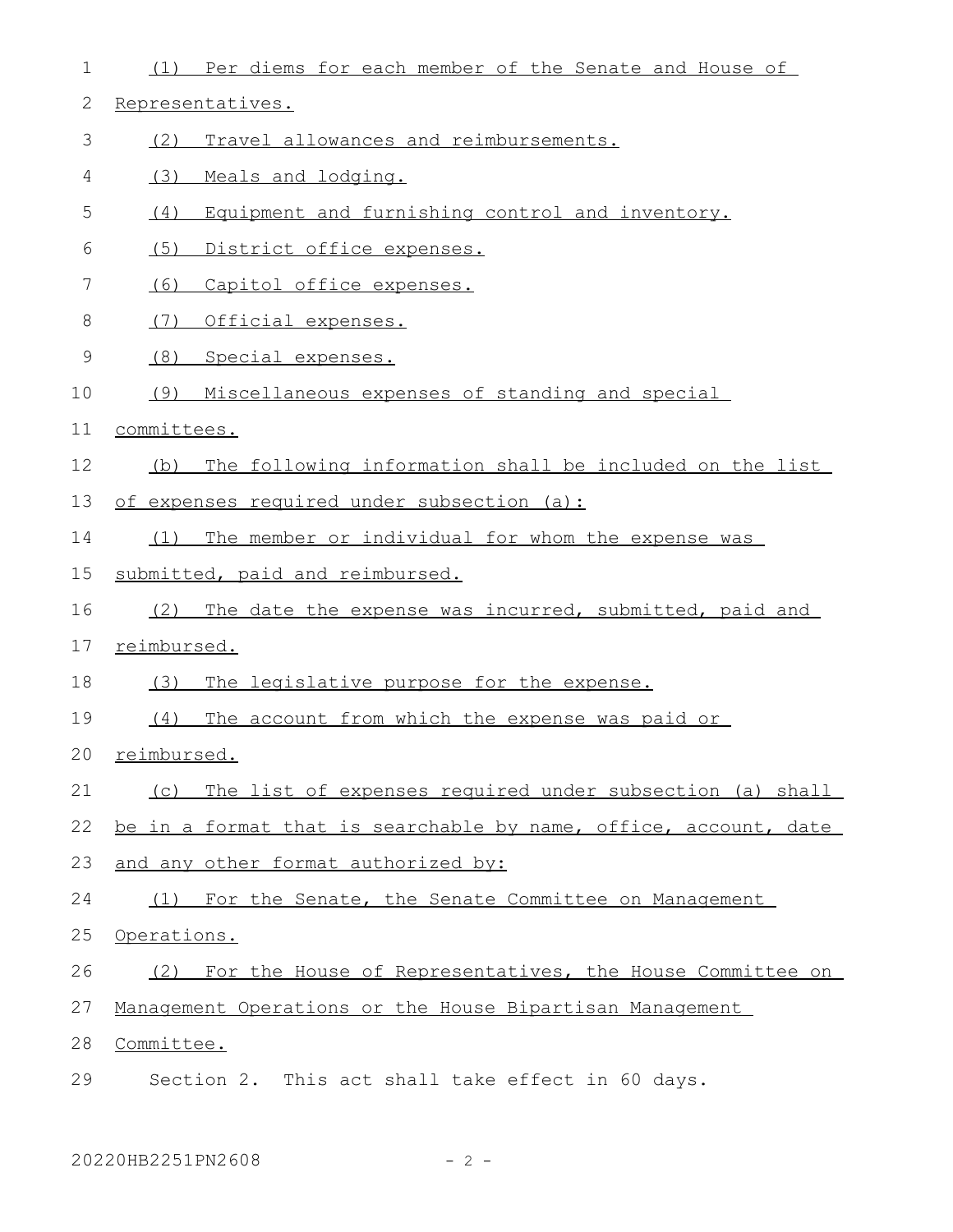(1) Per diems for each member of the Senate and House of Representatives.

(2) Travel allowances and reimbursements.

(3) Meals and lodging.

(4) Equipment and furnishing control and inventory.

(5) District office expenses.

(6) Capitol office expenses.

(7) Official expenses.

(8) Special expenses.

(9) Miscellaneous expenses of standing and special committees.

(b) The following information shall be included on the list of expenses required under subsection (a):

(1) The member or individual for whom the expense was submitted, paid and reimbursed.

(2) The date the expense was incurred, submitted, paid and reimbursed.

(3) The legislative purpose for the expense.

(4) The account from which the expense was paid or reimbursed.

(c) The list of expenses required under subsection (a) shall be in a format that is searchable by name, office, account, date and any other format authorized by:

(1) For the Senate, the Senate Committee on Management Operations.

(2) For the House of Representatives, the House Committee on Management Operations or the House Bipartisan Management Committee.

Section 2. This act shall take effect in 60 days.